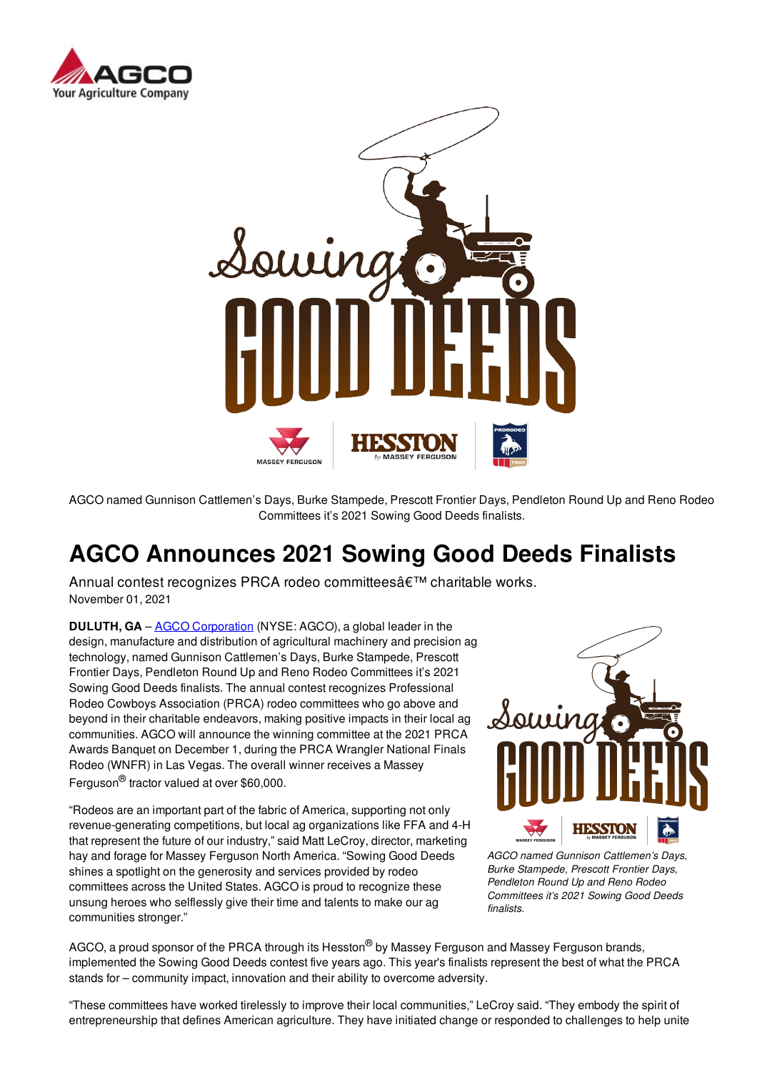AGCO named Gunnison Cattlemen's Days, Burke Stampede, Prescott Frontier Days, Pendleton Round Up and Reno Rodeo Committees it's 2021 Sowing Good Deeds finalists.

# AGCO Announces 2021 Sowing Good Deeds Finalists

Annual contest recognizes PRCA rodeo committeesâ€™ charitable works.

November 01, 2021

**DULUTH, GA** – AGCO Corporation (NYSE: AGCO), a global leader in the design, manufacture and distribution of agricultural machinery and precision ag technology, named Gunnison Cattlemen's Days, Burke Stampede, Prescott Frontier Days, Pendleton Round Up and Reno Rodeo Committees it's 2021 Sowing Good Deeds finalists. The annual contest recognizes Professional Rodeo Cowboys Association (PRCA) rodeo committees who go above and beyond in their charitable endeavors, making positive impacts in their local ag communities. AGCO will announce the winning committee at the 2021 PRCA Awards Banquet on December 1, during the PRCA Wrangler National Finals Rodeo (WNFR) in Las Vegas. The overall winner receives a Massey Ferguson® tractor valued at over $60,000.

"Rodeos are an important part of the fabric of America, supporting not only revenue-generating competitions, but local ag organizations like FFA and 4-H that represent the future of our industry," said Matt LeCroy, director, marketing hay and forage for Massey Ferguson North America. "Sowing Good Deeds shines a spotlight on the generosity and services provided by rodeo committees across the United States. AGCO is proud to recognize these unsung heroes who selflessly give their time and talents to make our ag communities stronger."

*AGCO named Gunnison Cattlemen's Days, Burke Stampede, Prescott Frontier Days, Pendleton Round Up and Reno Rodeo Committees it's 2021 Sowing Good Deeds finalists.*

AGCO, a proud sponsor of the PRCA through its Hesston® by Massey Ferguson and Massey Ferguson brands, implemented the Sowing Good Deeds contest five years ago. This year's finalists represent the best of what the PRCA stands for – community impact, innovation and their ability to overcome adversity.

"These committees have worked tirelessly to improve their local communities," LeCroy said. "They embody the spirit of entrepreneurship that defines American agriculture. They have initiated change or responded to challenges to help unite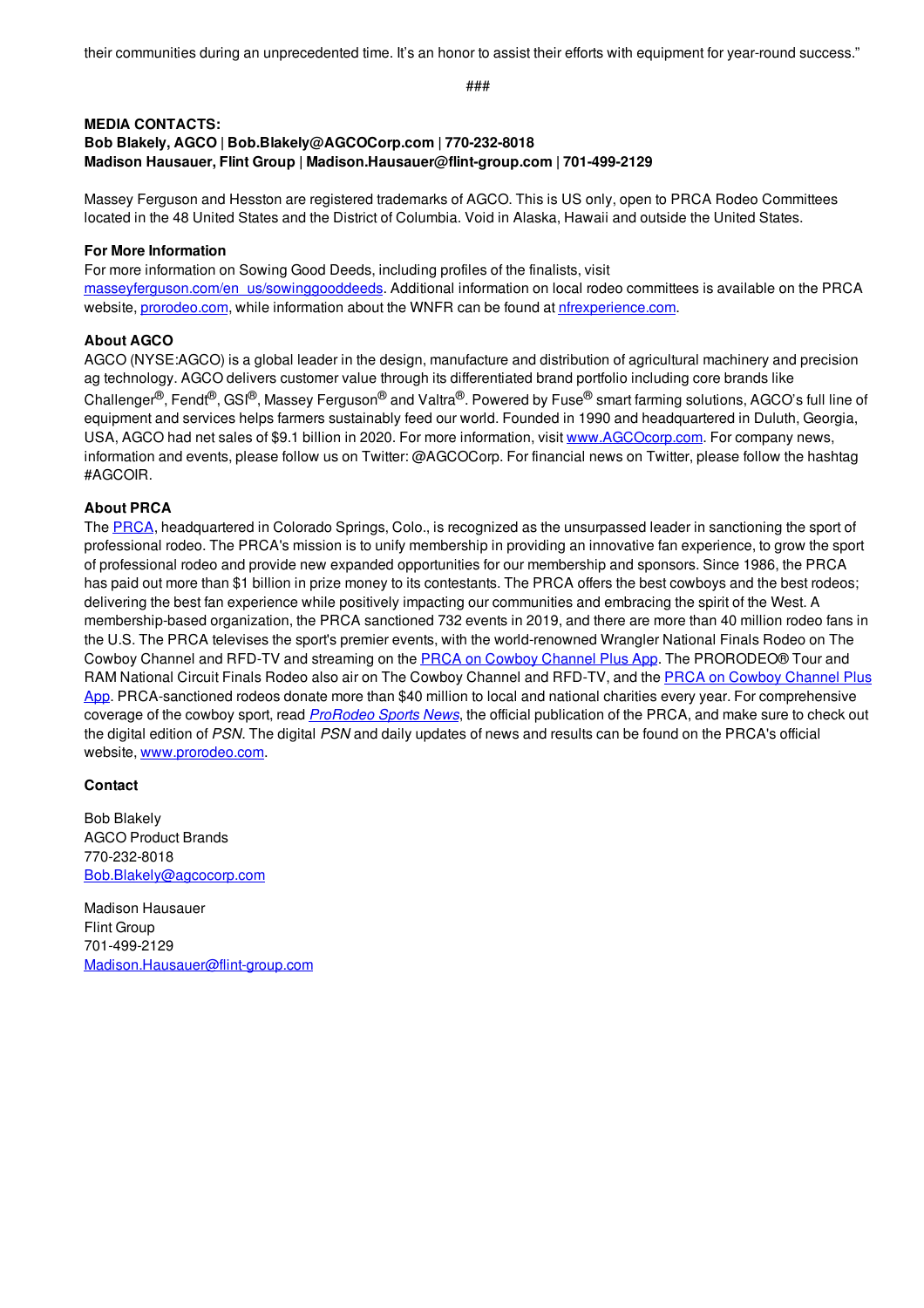their communities during an unprecedented time. It's an honor to assist their efforts with equipment for year-round success."

###

**MEDIA CONTACTS:**
**Bob Blakely, AGCO | Bob.Blakely@AGCOCorp.com | 770-232-8018**
**Madison Hausauer, Flint Group | Madison.Hausauer@flint-group.com | 701-499-2129**

Massey Ferguson and Hesston are registered trademarks of AGCO. This is US only, open to PRCA Rodeo Committees located in the 48 United States and the District of Columbia. Void in Alaska, Hawaii and outside the United States.

**For More Information**
For more information on Sowing Good Deeds, including profiles of the finalists, visit masseyferguson.com/en_us/sowinggooddeeds. Additional information on local rodeo committees is available on the PRCA website, prorodeo.com, while information about the WNFR can be found at nfrexperience.com.

**About AGCO**
AGCO (NYSE:AGCO) is a global leader in the design, manufacture and distribution of agricultural machinery and precision ag technology. AGCO delivers customer value through its differentiated brand portfolio including core brands like Challenger®, Fendt®, GSI®, Massey Ferguson® and Valtra®. Powered by Fuse® smart farming solutions, AGCO's full line of equipment and services helps farmers sustainably feed our world. Founded in 1990 and headquartered in Duluth, Georgia, USA, AGCO had net sales of $9.1 billion in 2020. For more information, visit www.AGCOcorp.com. For company news, information and events, please follow us on Twitter: @AGCOCorp. For financial news on Twitter, please follow the hashtag #AGCOIR.

**About PRCA**
The PRCA, headquartered in Colorado Springs, Colo., is recognized as the unsurpassed leader in sanctioning the sport of professional rodeo. The PRCA's mission is to unify membership in providing an innovative fan experience, to grow the sport of professional rodeo and provide new expanded opportunities for our membership and sponsors. Since 1986, the PRCA has paid out more than $1 billion in prize money to its contestants. The PRCA offers the best cowboys and the best rodeos; delivering the best fan experience while positively impacting our communities and embracing the spirit of the West. A membership-based organization, the PRCA sanctioned 732 events in 2019, and there are more than 40 million rodeo fans in the U.S. The PRCA televises the sport's premier events, with the world-renowned Wrangler National Finals Rodeo on The Cowboy Channel and RFD-TV and streaming on the PRCA on Cowboy Channel Plus App. The PRORODEO® Tour and RAM National Circuit Finals Rodeo also air on The Cowboy Channel and RFD-TV, and the PRCA on Cowboy Channel Plus App. PRCA-sanctioned rodeos donate more than $40 million to local and national charities every year. For comprehensive coverage of the cowboy sport, read *ProRodeo Sports News*, the official publication of the PRCA, and make sure to check out the digital edition of *PSN*. The digital *PSN* and daily updates of news and results can be found on the PRCA's official website, www.prorodeo.com.

**Contact**

Bob Blakely
AGCO Product Brands
770-232-8018
Bob.Blakely@agcocorp.com

Madison Hausauer
Flint Group
701-499-2129
Madison.Hausauer@flint-group.com